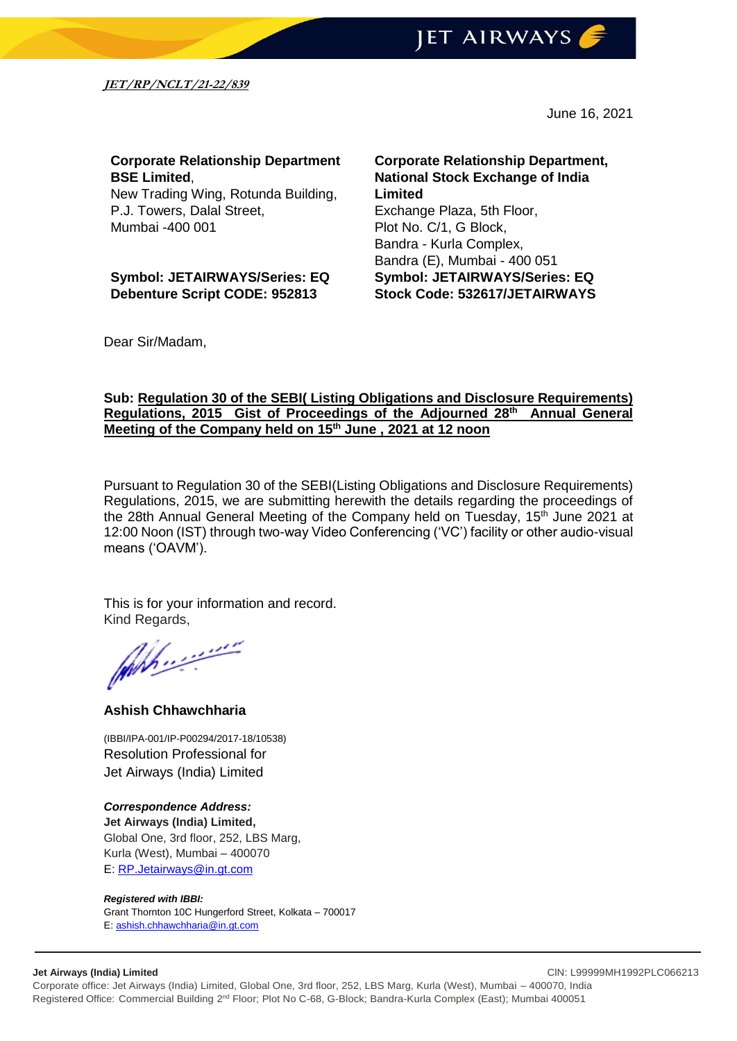*JET/RP/NCLT/21-22/839*

June 16, 2021

**Corporate Relationship Department**
**BSE Limited**,
New Trading Wing, Rotunda Building,
P.J. Towers, Dalal Street,
Mumbai -400 001

**Symbol: JETAIRWAYS/Series: EQ**
**Debenture Script CODE: 952813**

**Corporate Relationship Department,**
**National Stock Exchange of India Limited**
Exchange Plaza, 5th Floor,
Plot No. C/1, G Block,
Bandra - Kurla Complex,
Bandra (E), Mumbai - 400 051
**Symbol: JETAIRWAYS/Series: EQ**
**Stock Code: 532617/JETAIRWAYS**

Dear Sir/Madam,

**Sub: Regulation 30 of the SEBI( Listing Obligations and Disclosure Requirements) Regulations, 2015 Gist of Proceedings of the Adjourned 28th Annual General Meeting of the Company held on 15th June , 2021 at 12 noon**

Pursuant to Regulation 30 of the SEBI(Listing Obligations and Disclosure Requirements) Regulations, 2015, we are submitting herewith the details regarding the proceedings of the 28th Annual General Meeting of the Company held on Tuesday, 15th June 2021 at 12:00 Noon (IST) through two-way Video Conferencing ('VC') facility or other audio-visual means ('OAVM').

This is for your information and record.
Kind Regards,

**Ashish Chhawchharia**

(IBBI/IPA-001/IP-P00294/2017-18/10538)
Resolution Professional for
Jet Airways (India) Limited

***Correspondence Address:***
**Jet Airways (India) Limited,**
Global One, 3rd floor, 252, LBS Marg,
Kurla (West), Mumbai – 400070
E: RP.Jetairways@in.gt.com

***Registered with IBBI:***
Grant Thornton 10C Hungerford Street, Kolkata – 700017
E: ashish.chhawchharia@in.gt.com

**Jet Airways (India) Limited** CIN: L99999MH1992PLC066213
Corporate office: Jet Airways (India) Limited, Global One, 3rd floor, 252, LBS Marg, Kurla (West), Mumbai – 400070, India
Registered Office: Commercial Building 2nd Floor; Plot No C-68, G-Block; Bandra-Kurla Complex (East); Mumbai 400051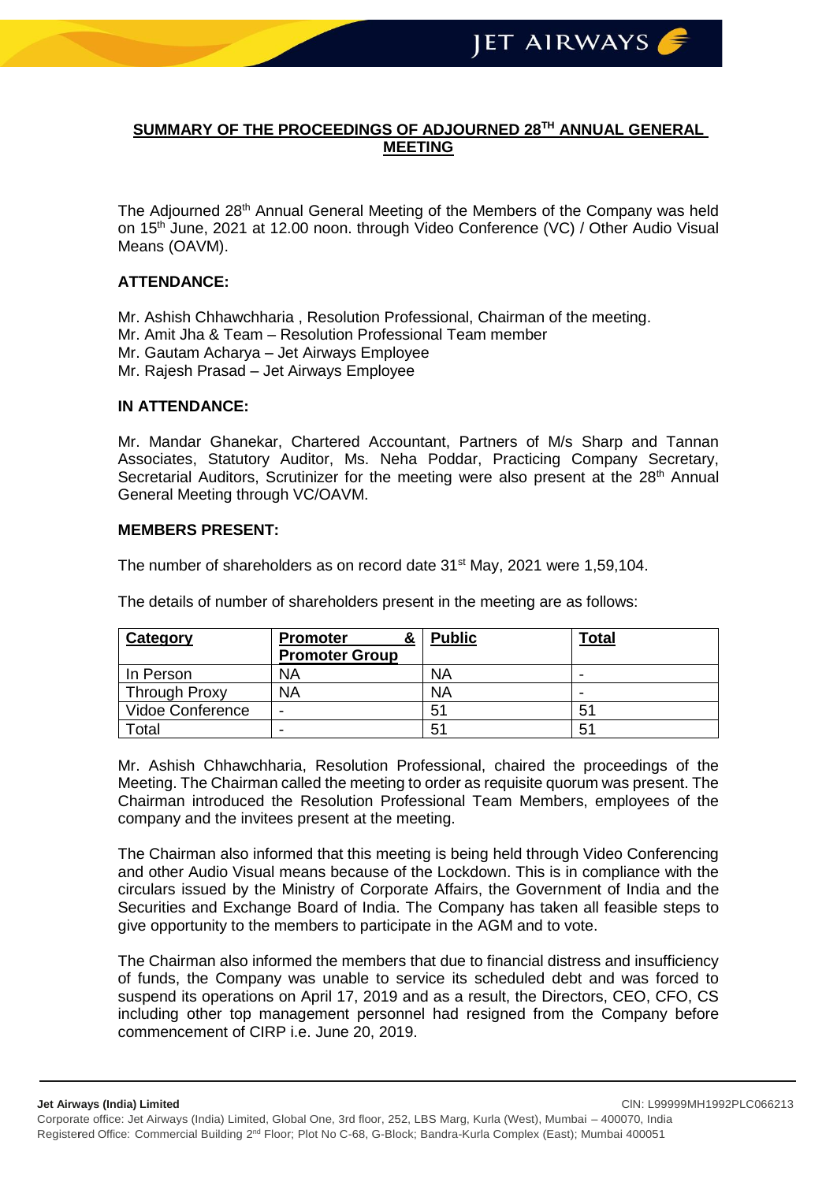## SUMMARY OF THE PROCEEDINGS OF ADJOURNED 28TH ANNUAL GENERAL MEETING

The Adjourned 28th Annual General Meeting of the Members of the Company was held on 15th June, 2021 at 12.00 noon. through Video Conference (VC) / Other Audio Visual Means (OAVM).

### ATTENDANCE:

Mr. Ashish Chhawchharia , Resolution Professional, Chairman of the meeting.
Mr. Amit Jha & Team – Resolution Professional Team member
Mr. Gautam Acharya – Jet Airways Employee
Mr. Rajesh Prasad – Jet Airways Employee

### IN ATTENDANCE:

Mr. Mandar Ghanekar, Chartered Accountant, Partners of M/s Sharp and Tannan Associates, Statutory Auditor, Ms. Neha Poddar, Practicing Company Secretary, Secretarial Auditors, Scrutinizer for the meeting were also present at the 28th Annual General Meeting through VC/OAVM.

### MEMBERS PRESENT:

The number of shareholders as on record date 31st May, 2021 were 1,59,104.

The details of number of shareholders present in the meeting are as follows:

| Category | Promoter & Promoter Group | Public | Total |
|---|---|---|---|
| In Person | NA | NA | - |
| Through Proxy | NA | NA | - |
| Vidoe Conference | - | 51 | 51 |
| Total | - | 51 | 51 |

Mr. Ashish Chhawchharia, Resolution Professional, chaired the proceedings of the Meeting. The Chairman called the meeting to order as requisite quorum was present. The Chairman introduced the Resolution Professional Team Members, employees of the company and the invitees present at the meeting.

The Chairman also informed that this meeting is being held through Video Conferencing and other Audio Visual means because of the Lockdown. This is in compliance with the circulars issued by the Ministry of Corporate Affairs, the Government of India and the Securities and Exchange Board of India. The Company has taken all feasible steps to give opportunity to the members to participate in the AGM and to vote.

The Chairman also informed the members that due to financial distress and insufficiency of funds, the Company was unable to service its scheduled debt and was forced to suspend its operations on April 17, 2019 and as a result, the Directors, CEO, CFO, CS including other top management personnel had resigned from the Company before commencement of CIRP i.e. June 20, 2019.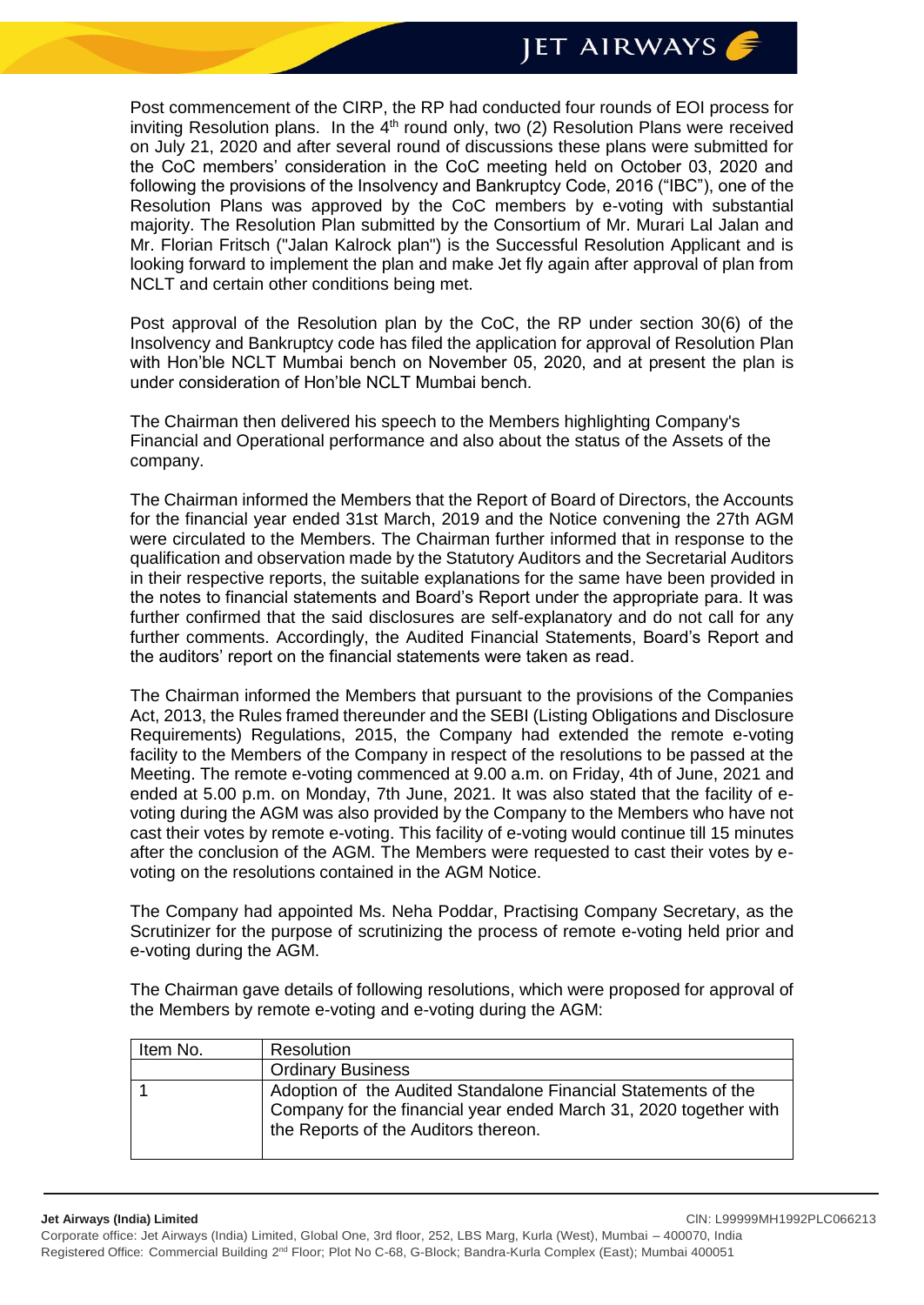Post commencement of the CIRP, the RP had conducted four rounds of EOI process for inviting Resolution plans. In the 4th round only, two (2) Resolution Plans were received on July 21, 2020 and after several round of discussions these plans were submitted for the CoC members' consideration in the CoC meeting held on October 03, 2020 and following the provisions of the Insolvency and Bankruptcy Code, 2016 ("IBC"), one of the Resolution Plans was approved by the CoC members by e-voting with substantial majority. The Resolution Plan submitted by the Consortium of Mr. Murari Lal Jalan and Mr. Florian Fritsch ("Jalan Kalrock plan") is the Successful Resolution Applicant and is looking forward to implement the plan and make Jet fly again after approval of plan from NCLT and certain other conditions being met.

Post approval of the Resolution plan by the CoC, the RP under section 30(6) of the Insolvency and Bankruptcy code has filed the application for approval of Resolution Plan with Hon'ble NCLT Mumbai bench on November 05, 2020, and at present the plan is under consideration of Hon'ble NCLT Mumbai bench.

The Chairman then delivered his speech to the Members highlighting Company's Financial and Operational performance and also about the status of the Assets of the company.

The Chairman informed the Members that the Report of Board of Directors, the Accounts for the financial year ended 31st March, 2019 and the Notice convening the 27th AGM were circulated to the Members. The Chairman further informed that in response to the qualification and observation made by the Statutory Auditors and the Secretarial Auditors in their respective reports, the suitable explanations for the same have been provided in the notes to financial statements and Board's Report under the appropriate para. It was further confirmed that the said disclosures are self-explanatory and do not call for any further comments. Accordingly, the Audited Financial Statements, Board's Report and the auditors' report on the financial statements were taken as read.

The Chairman informed the Members that pursuant to the provisions of the Companies Act, 2013, the Rules framed thereunder and the SEBI (Listing Obligations and Disclosure Requirements) Regulations, 2015, the Company had extended the remote e-voting facility to the Members of the Company in respect of the resolutions to be passed at the Meeting. The remote e-voting commenced at 9.00 a.m. on Friday, 4th of June, 2021 and ended at 5.00 p.m. on Monday, 7th June, 2021. It was also stated that the facility of e-voting during the AGM was also provided by the Company to the Members who have not cast their votes by remote e-voting. This facility of e-voting would continue till 15 minutes after the conclusion of the AGM. The Members were requested to cast their votes by e-voting on the resolutions contained in the AGM Notice.

The Company had appointed Ms. Neha Poddar, Practising Company Secretary, as the Scrutinizer for the purpose of scrutinizing the process of remote e-voting held prior and e-voting during the AGM.

The Chairman gave details of following resolutions, which were proposed for approval of the Members by remote e-voting and e-voting during the AGM:

| Item No. | Resolution |
|---|---|
| | Ordinary Business |
| 1 | Adoption of the Audited Standalone Financial Statements of the Company for the financial year ended March 31, 2020 together with the Reports of the Auditors thereon. |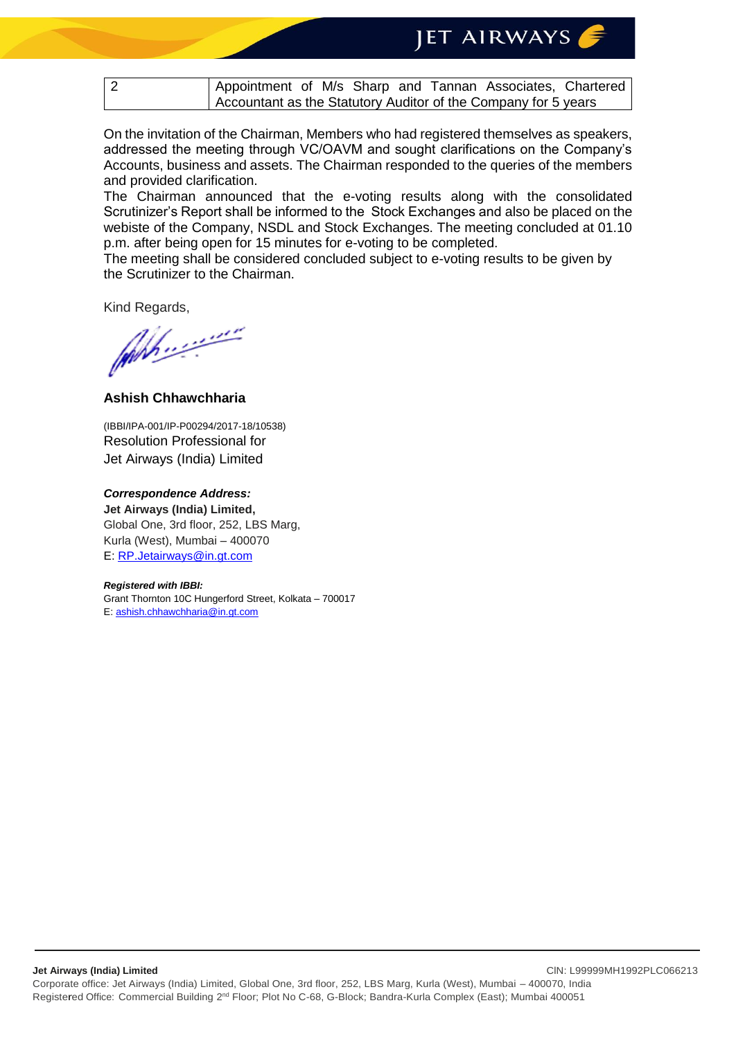| | |
|---|---|
| 2 | Appointment of M/s Sharp and Tannan Associates, Chartered Accountant as the Statutory Auditor of the Company for 5 years |

On the invitation of the Chairman, Members who had registered themselves as speakers, addressed the meeting through VC/OAVM and sought clarifications on the Company's Accounts, business and assets. The Chairman responded to the queries of the members and provided clarification.

The Chairman announced that the e-voting results along with the consolidated Scrutinizer's Report shall be informed to the Stock Exchanges and also be placed on the webiste of the Company, NSDL and Stock Exchanges. The meeting concluded at 01.10 p.m. after being open for 15 minutes for e-voting to be completed.

The meeting shall be considered concluded subject to e-voting results to be given by the Scrutinizer to the Chairman.

Kind Regards,

**Ashish Chhawchharia**

(IBBI/IPA-001/IP-P00294/2017-18/10538)
Resolution Professional for
Jet Airways (India) Limited

***Correspondence Address:***
**Jet Airways (India) Limited,**
Global One, 3rd floor, 252, LBS Marg,
Kurla (West), Mumbai – 400070
E: RP.Jetairways@in.gt.com

***Registered with IBBI:***
Grant Thornton 10C Hungerford Street, Kolkata – 700017
E: ashish.chhawchharia@in.gt.com